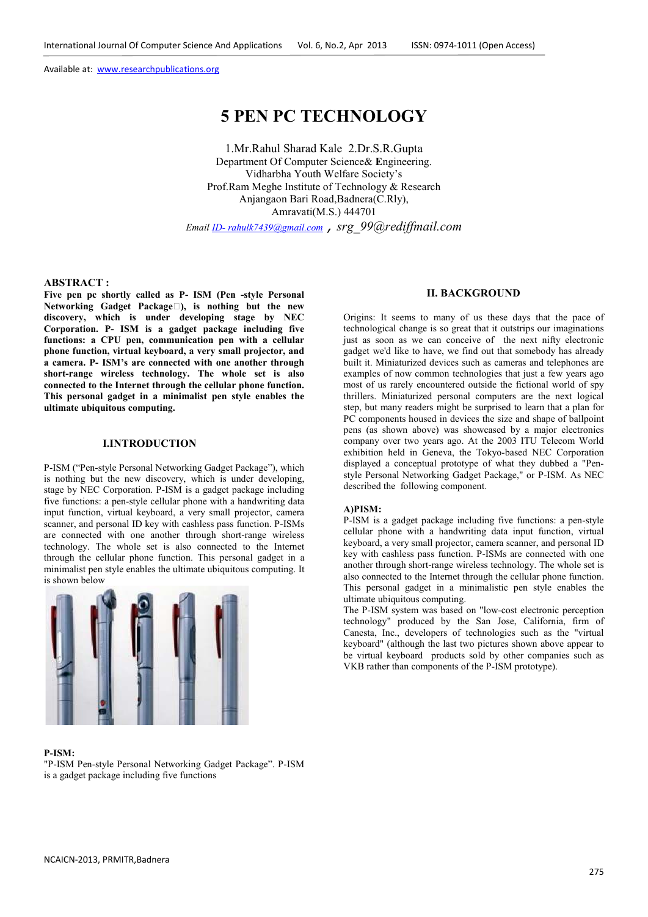Available at: www.researchpublications.org

# 5 PEN PC TECHNOLOGY

1.Mr.Rahul Sharad Kale 2.Dr.S.R.Gupta
Department Of Computer Science& Engineering.
Vidharbha Youth Welfare Society's
Prof.Ram Meghe Institute of Technology & Research
Anjangaon Bari Road,Badnera(C.Rly),
Amravati(M.S.) 444701

*Email ID- rahulk7439@gmail.com* , *srg_99@rediffmail.com*

**ABSTRACT :**

**Five pen pc shortly called as P- ISM (Pen -style Personal Networking Gadget Package), is nothing but the new discovery, which is under developing stage by NEC Corporation. P- ISM is a gadget package including five functions: a CPU pen, communication pen with a cellular phone function, virtual keyboard, a very small projector, and a camera. P- ISM's are connected with one another through short-range wireless technology. The whole set is also connected to the Internet through the cellular phone function. This personal gadget in a minimalist pen style enables the ultimate ubiquitous computing.**

## I.INTRODUCTION

P-ISM ("Pen-style Personal Networking Gadget Package"), which is nothing but the new discovery, which is under developing, stage by NEC Corporation. P-ISM is a gadget package including five functions: a pen-style cellular phone with a handwriting data input function, virtual keyboard, a very small projector, camera scanner, and personal ID key with cashless pass function. P-ISMs are connected with one another through short-range wireless technology. The whole set is also connected to the Internet through the cellular phone function. This personal gadget in a minimalist pen style enables the ultimate ubiquitous computing. It is shown below

**P-ISM:**

"P-ISM Pen-style Personal Networking Gadget Package". P-ISM is a gadget package including five functions

## II. BACKGROUND

Origins: It seems to many of us these days that the pace of technological change is so great that it outstrips our imaginations just as soon as we can conceive of the next nifty electronic gadget we'd like to have, we find out that somebody has already built it. Miniaturized devices such as cameras and telephones are examples of now common technologies that just a few years ago most of us rarely encountered outside the fictional world of spy thrillers. Miniaturized personal computers are the next logical step, but many readers might be surprised to learn that a plan for PC components housed in devices the size and shape of ballpoint pens (as shown above) was showcased by a major electronics company over two years ago. At the 2003 ITU Telecom World exhibition held in Geneva, the Tokyo-based NEC Corporation displayed a conceptual prototype of what they dubbed a "Pen-style Personal Networking Gadget Package," or P-ISM. As NEC described the following component.

### A)PISM:

P-ISM is a gadget package including five functions: a pen-style cellular phone with a handwriting data input function, virtual keyboard, a very small projector, camera scanner, and personal ID key with cashless pass function. P-ISMs are connected with one another through short-range wireless technology. The whole set is also connected to the Internet through the cellular phone function. This personal gadget in a minimalistic pen style enables the ultimate ubiquitous computing.

The P-ISM system was based on "low-cost electronic perception technology" produced by the San Jose, California, firm of Canesta, Inc., developers of technologies such as the "virtual keyboard" (although the last two pictures shown above appear to be virtual keyboard products sold by other companies such as VKB rather than components of the P-ISM prototype).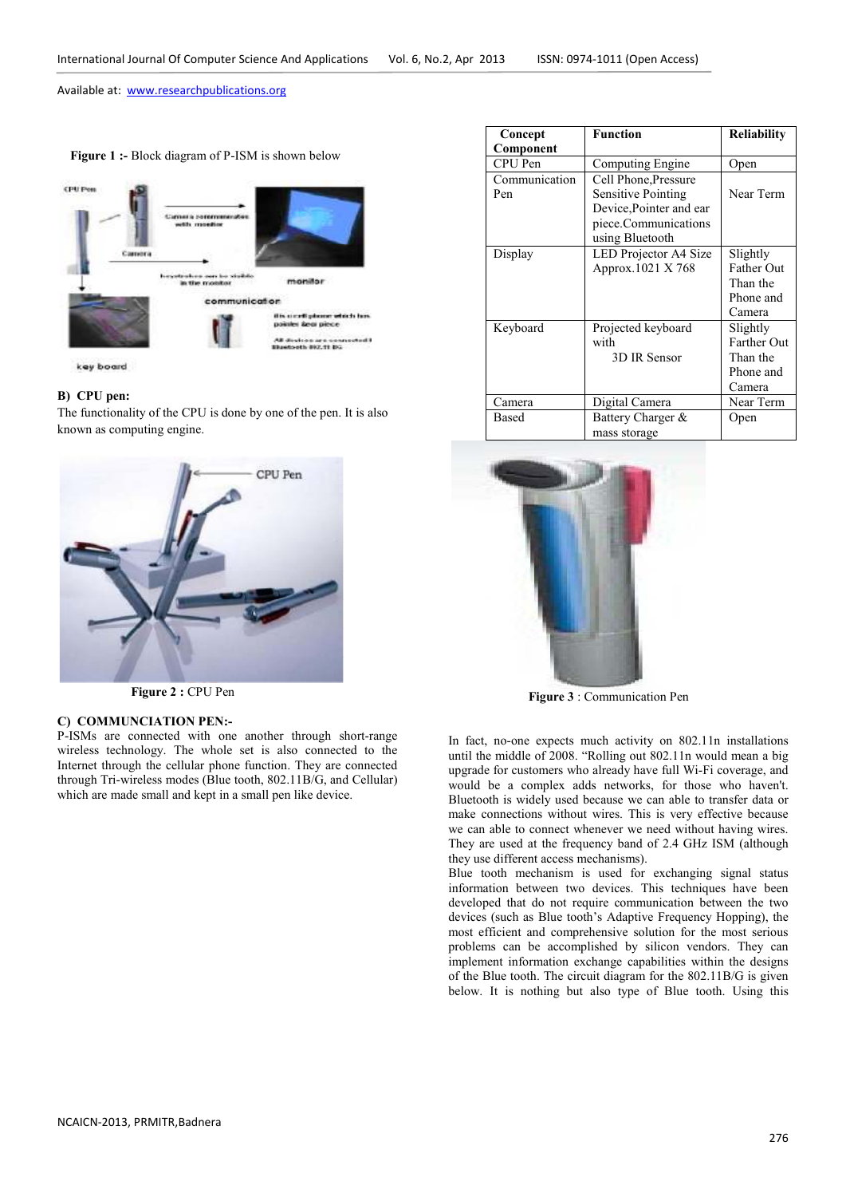**Figure 1 :-** Block diagram of P-ISM is shown below

### B) CPU pen:

The functionality of the CPU is done by one of the pen. It is also known as computing engine.

**Figure 2 :** CPU Pen

### C) COMMUNCIATION PEN:-

P-ISMs are connected with one another through short-range wireless technology. The whole set is also connected to the Internet through the cellular phone function. They are connected through Tri-wireless modes (Blue tooth, 802.11B/G, and Cellular) which are made small and kept in a small pen like device.

| Concept Component | Function | Reliability |
|---|---|---|
| CPU Pen | Computing Engine | Open |
| Communication Pen | Cell Phone,Pressure Sensitive Pointing Device,Pointer and ear piece.Communications using Bluetooth | Near Term |
| Display | LED Projector A4 Size Approx.1021 X 768 | Slightly Father Out Than the Phone and Camera |
| Keyboard | Projected keyboard with 3D IR Sensor | Slightly Farther Out Than the Phone and Camera |
| Camera | Digital Camera | Near Term |
| Based | Battery Charger & mass storage | Open |

**Figure 3** : Communication Pen

In fact, no-one expects much activity on 802.11n installations until the middle of 2008. "Rolling out 802.11n would mean a big upgrade for customers who already have full Wi-Fi coverage, and would be a complex adds networks, for those who haven't. Bluetooth is widely used because we can able to transfer data or make connections without wires. This is very effective because we can able to connect whenever we need without having wires. They are used at the frequency band of 2.4 GHz ISM (although they use different access mechanisms).

Blue tooth mechanism is used for exchanging signal status information between two devices. This techniques have been developed that do not require communication between the two devices (such as Blue tooth's Adaptive Frequency Hopping), the most efficient and comprehensive solution for the most serious problems can be accomplished by silicon vendors. They can implement information exchange capabilities within the designs of the Blue tooth. The circuit diagram for the 802.11B/G is given below. It is nothing but also type of Blue tooth. Using this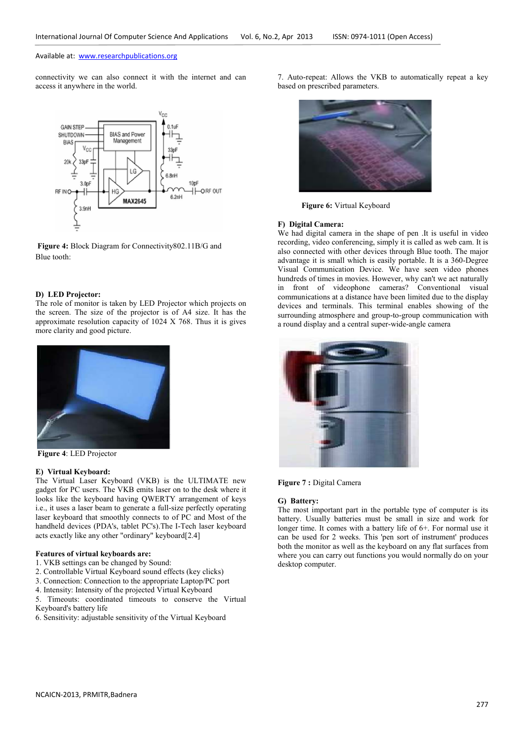connectivity we can also connect it with the internet and can access it anywhere in the world.

**Figure 4:** Block Diagram for Connectivity802.11B/G and Blue tooth:

#### D) LED Projector:

The role of monitor is taken by LED Projector which projects on the screen. The size of the projector is of A4 size. It has the approximate resolution capacity of 1024 X 768. Thus it is gives more clarity and good picture.

**Figure 4**: LED Projector

#### E) Virtual Keyboard:

The Virtual Laser Keyboard (VKB) is the ULTIMATE new gadget for PC users. The VKB emits laser on to the desk where it looks like the keyboard having QWERTY arrangement of keys i.e., it uses a laser beam to generate a full-size perfectly operating laser keyboard that smoothly connects to of PC and Most of the handheld devices (PDA's, tablet PC's).The I-Tech laser keyboard acts exactly like any other "ordinary" keyboard[2.4]

**Features of virtual keyboards are:**

1. VKB settings can be changed by Sound:
2. Controllable Virtual Keyboard sound effects (key clicks)
3. Connection: Connection to the appropriate Laptop/PC port
4. Intensity: Intensity of the projected Virtual Keyboard
5. Timeouts: coordinated timeouts to conserve the Virtual Keyboard's battery life
6. Sensitivity: adjustable sensitivity of the Virtual Keyboard
7. Auto-repeat: Allows the VKB to automatically repeat a key based on prescribed parameters.

**Figure 6:** Virtual Keyboard

#### F) Digital Camera:

We had digital camera in the shape of pen .It is useful in video recording, video conferencing, simply it is called as web cam. It is also connected with other devices through Blue tooth. The major advantage it is small which is easily portable. It is a 360-Degree Visual Communication Device. We have seen video phones hundreds of times in movies. However, why can't we act naturally in front of videophone cameras? Conventional visual communications at a distance have been limited due to the display devices and terminals. This terminal enables showing of the surrounding atmosphere and group-to-group communication with a round display and a central super-wide-angle camera

**Figure 7 :** Digital Camera

#### G) Battery:

The most important part in the portable type of computer is its battery. Usually batteries must be small in size and work for longer time. It comes with a battery life of 6+. For normal use it can be used for 2 weeks. This 'pen sort of instrument' produces both the monitor as well as the keyboard on any flat surfaces from where you can carry out functions you would normally do on your desktop computer.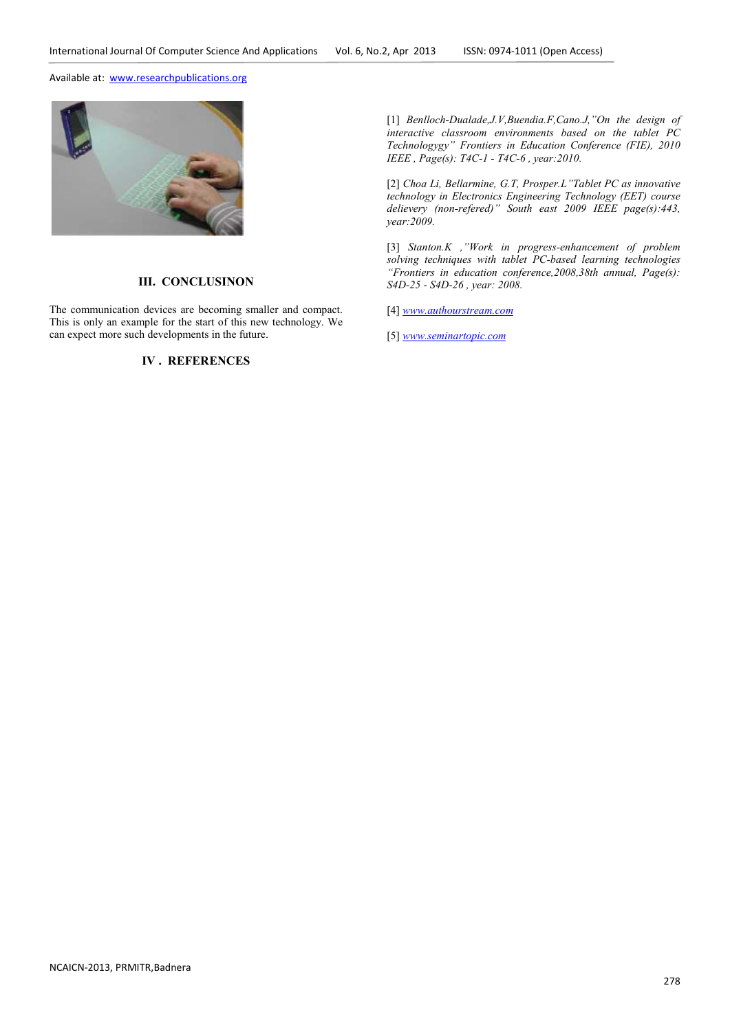## III. CONCLUSINON

The communication devices are becoming smaller and compact. This is only an example for the start of this new technology. We can expect more such developments in the future.

## IV . REFERENCES

[1] *Benlloch-Dualade,J.V,Buendia.F,Cano.J,"On the design of interactive classroom environments based on the tablet PC Technologygy" Frontiers in Education Conference (FIE), 2010 IEEE , Page(s): T4C-1 - T4C-6 , year:2010.*

[2] *Choa Li, Bellarmine, G.T, Prosper.L"Tablet PC as innovative technology in Electronics Engineering Technology (EET) course delievery (non-refered)" South east 2009 IEEE page(s):443, year:2009.*

[3] *Stanton.K ,"Work in progress-enhancement of problem solving techniques with tablet PC-based learning technologies "Frontiers in education conference,2008,38th annual, Page(s): S4D-25 - S4D-26 , year: 2008.*

[4] www.authourstream.com

[5] www.seminartopic.com

NCAICN-2013, PRMITR,Badnera